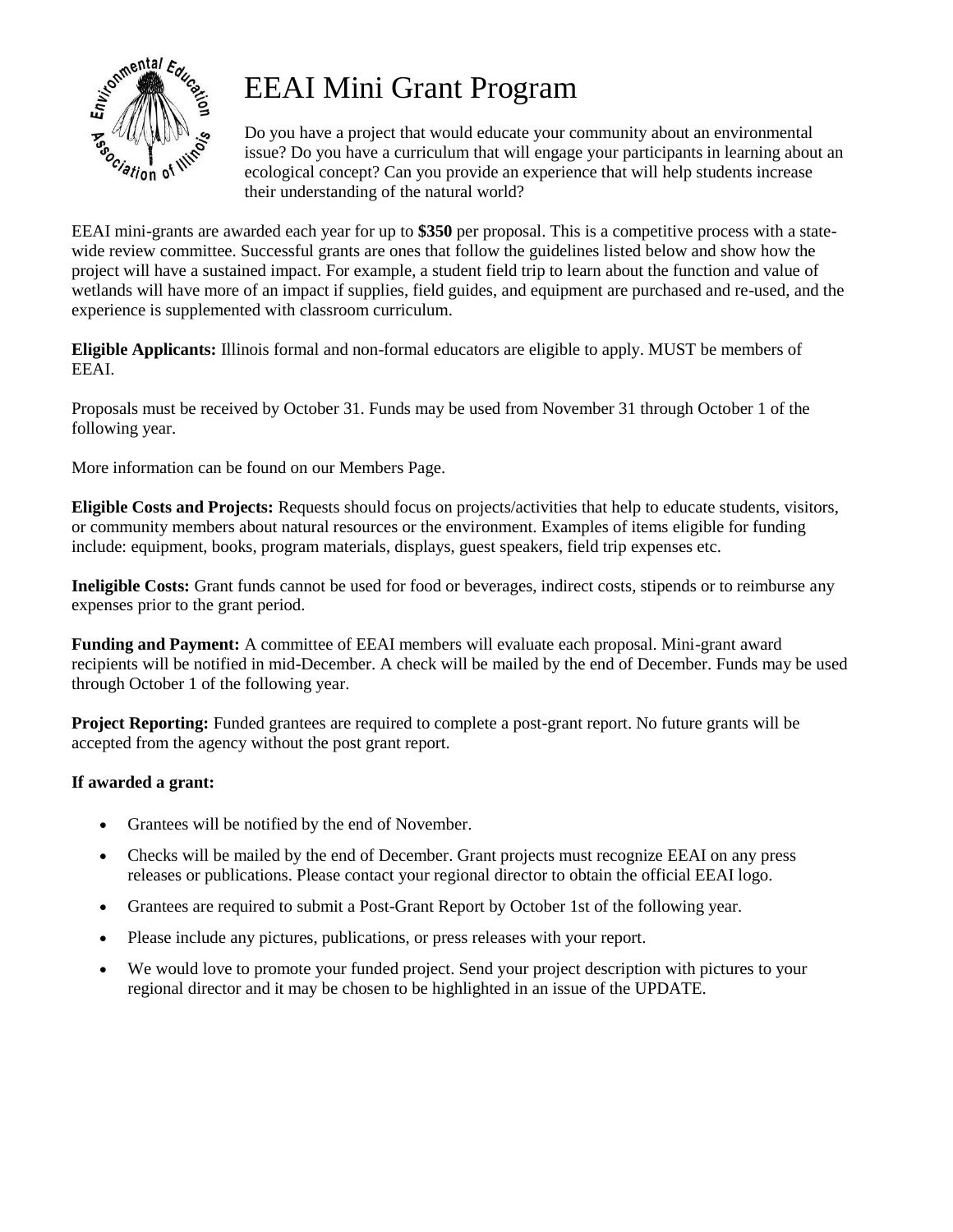# EEAI Mini Grant Program

Do you have a project that would educate your community about an environmental issue? Do you have a curriculum that will engage your participants in learning about an ecological concept? Can you provide an experience that will help students increase their understanding of the natural world?

EEAI mini-grants are awarded each year for up to **$350** per proposal. This is a competitive process with a state-wide review committee. Successful grants are ones that follow the guidelines listed below and show how the project will have a sustained impact. For example, a student field trip to learn about the function and value of wetlands will have more of an impact if supplies, field guides, and equipment are purchased and re-used, and the experience is supplemented with classroom curriculum.

**Eligible Applicants:** Illinois formal and non-formal educators are eligible to apply. MUST be members of EEAI.

Proposals must be received by October 31. Funds may be used from November 31 through October 1 of the following year.

More information can be found on our Members Page.

**Eligible Costs and Projects:** Requests should focus on projects/activities that help to educate students, visitors, or community members about natural resources or the environment. Examples of items eligible for funding include: equipment, books, program materials, displays, guest speakers, field trip expenses etc.

**Ineligible Costs:** Grant funds cannot be used for food or beverages, indirect costs, stipends or to reimburse any expenses prior to the grant period.

**Funding and Payment:** A committee of EEAI members will evaluate each proposal. Mini-grant award recipients will be notified in mid-December. A check will be mailed by the end of December. Funds may be used through October 1 of the following year.

**Project Reporting:** Funded grantees are required to complete a post-grant report. No future grants will be accepted from the agency without the post grant report.

**If awarded a grant:**

- Grantees will be notified by the end of November.
- Checks will be mailed by the end of December. Grant projects must recognize EEAI on any press releases or publications. Please contact your regional director to obtain the official EEAI logo.
- Grantees are required to submit a Post-Grant Report by October 1st of the following year.
- Please include any pictures, publications, or press releases with your report.
- We would love to promote your funded project. Send your project description with pictures to your regional director and it may be chosen to be highlighted in an issue of the UPDATE.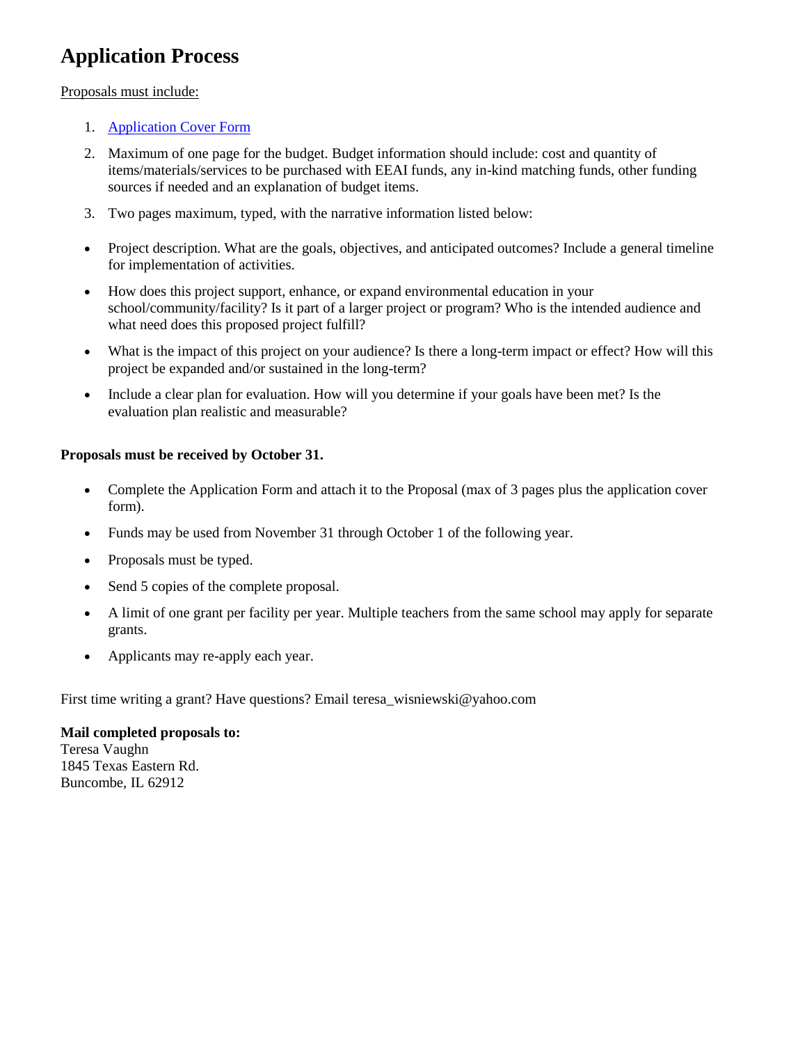# Application Process

Proposals must include:

1. Application Cover Form
2. Maximum of one page for the budget. Budget information should include: cost and quantity of items/materials/services to be purchased with EEAI funds, any in-kind matching funds, other funding sources if needed and an explanation of budget items.
3. Two pages maximum, typed, with the narrative information listed below:

- Project description. What are the goals, objectives, and anticipated outcomes? Include a general timeline for implementation of activities.
- How does this project support, enhance, or expand environmental education in your school/community/facility? Is it part of a larger project or program? Who is the intended audience and what need does this proposed project fulfill?
- What is the impact of this project on your audience? Is there a long-term impact or effect? How will this project be expanded and/or sustained in the long-term?
- Include a clear plan for evaluation. How will you determine if your goals have been met? Is the evaluation plan realistic and measurable?

**Proposals must be received by October 31.**

- Complete the Application Form and attach it to the Proposal (max of 3 pages plus the application cover form).
- Funds may be used from November 31 through October 1 of the following year.
- Proposals must be typed.
- Send 5 copies of the complete proposal.
- A limit of one grant per facility per year. Multiple teachers from the same school may apply for separate grants.
- Applicants may re-apply each year.

First time writing a grant? Have questions? Email teresa_wisniewski@yahoo.com

**Mail completed proposals to:**
Teresa Vaughn
1845 Texas Eastern Rd.
Buncombe, IL 62912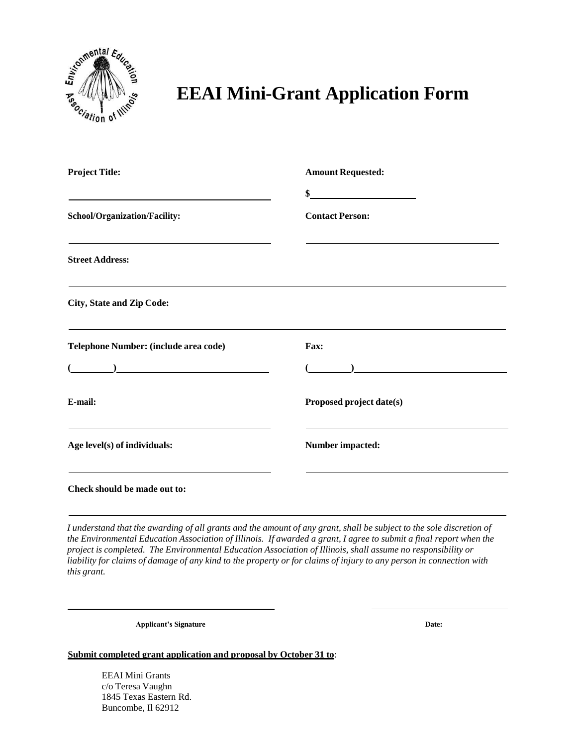# EEAI Mini-Grant Application Form

**Project Title:** ______________________________

**Amount Requested:** $______________________

**School/Organization/Facility:** ______________________________

**Contact Person:** ______________________________

**Street Address:** ______________________________

**City, State and Zip Code:** ______________________________

**Telephone Number: (include area code)** (________)______________________

**Fax:** (________)______________________

**E-mail:** ______________________________

**Proposed project date(s)** ______________________________

**Age level(s) of individuals:** ______________________________

**Number impacted:** ______________________________

**Check should be made out to:** ______________________________

*I understand that the awarding of all grants and the amount of any grant, shall be subject to the sole discretion of the Environmental Education Association of Illinois. If awarded a grant, I agree to submit a final report when the project is completed. The Environmental Education Association of Illinois, shall assume no responsibility or liability for claims of damage of any kind to the property or for claims of injury to any person in connection with this grant.*

______________________________ ______________________

**Applicant's Signature** **Date:**

**Submit completed grant application and proposal by October 31 to**:

EEAI Mini Grants
c/o Teresa Vaughn
1845 Texas Eastern Rd.
Buncombe, Il 62912